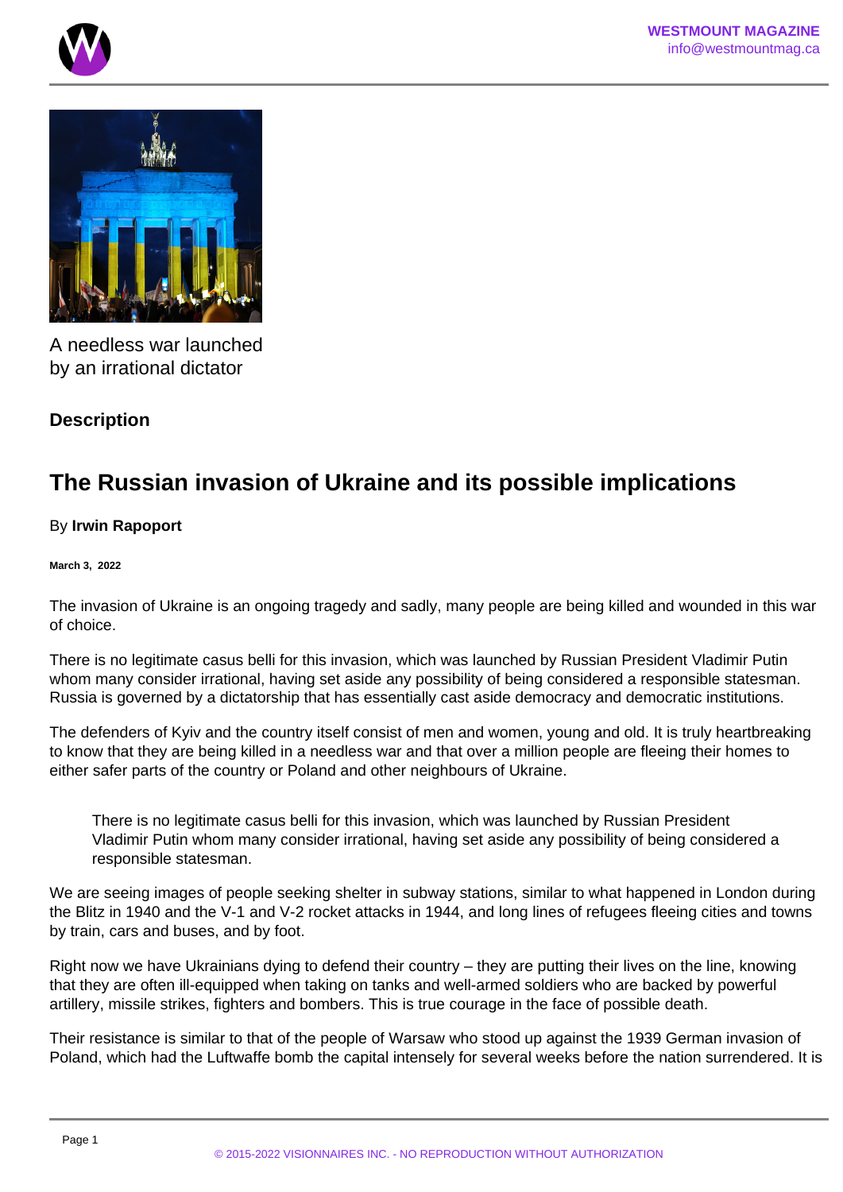A needless war launched by an irrational dictator

**Description**

## The Russian invasion of Ukraine and its possible implications

By **Irwin Rapoport**

**March 3, 2022**

The invasion of Ukraine is an ongoing tragedy and sadly, many people are being killed and wounded in this war of choice.

There is no legitimate casus belli for this invasion, which was launched by Russian President Vladimir Putin whom many consider irrational, having set aside any possibility of being considered a responsible statesman. Russia is governed by a dictatorship that has essentially cast aside democracy and democratic institutions.

The defenders of Kyiv and the country itself consist of men and women, young and old. It is truly heartbreaking to know that they are being killed in a needless war and that over a million people are fleeing their homes to either safer parts of the country or Poland and other neighbours of Ukraine.

> There is no legitimate casus belli for this invasion, which was launched by Russian President Vladimir Putin whom many consider irrational, having set aside any possibility of being considered a responsible statesman.

We are seeing images of people seeking shelter in subway stations, similar to what happened in London during the Blitz in 1940 and the V-1 and V-2 rocket attacks in 1944, and long lines of refugees fleeing cities and towns by train, cars and buses, and by foot.

Right now we have Ukrainians dying to defend their country – they are putting their lives on the line, knowing that they are often ill-equipped when taking on tanks and well-armed soldiers who are backed by powerful artillery, missile strikes, fighters and bombers. This is true courage in the face of possible death.

Their resistance is similar to that of the people of Warsaw who stood up against the 1939 German invasion of Poland, which had the Luftwaffe bomb the capital intensely for several weeks before the nation surrendered. It is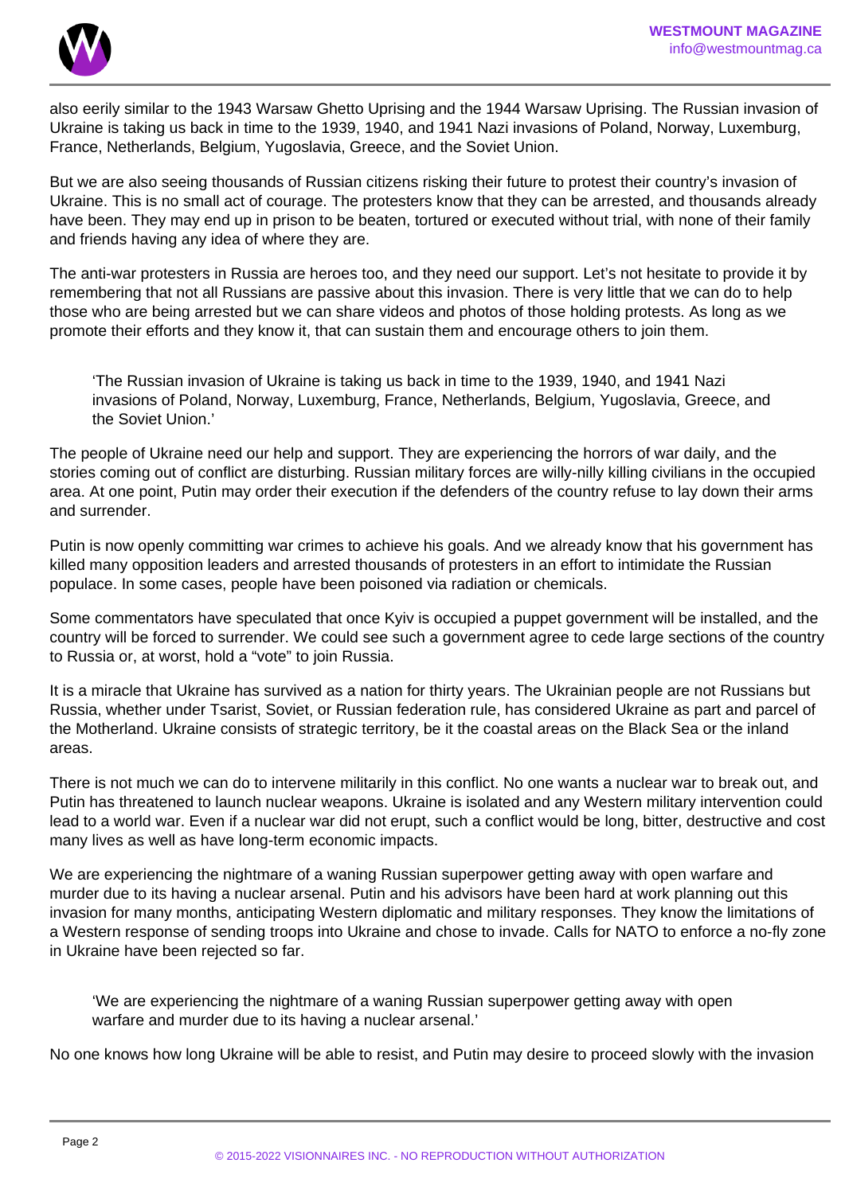also eerily similar to the 1943 Warsaw Ghetto Uprising and the 1944 Warsaw Uprising. The Russian invasion of Ukraine is taking us back in time to the 1939, 1940, and 1941 Nazi invasions of Poland, Norway, Luxemburg, France, Netherlands, Belgium, Yugoslavia, Greece, and the Soviet Union.

But we are also seeing thousands of Russian citizens risking their future to protest their country's invasion of Ukraine. This is no small act of courage. The protesters know that they can be arrested, and thousands already have been. They may end up in prison to be beaten, tortured or executed without trial, with none of their family and friends having any idea of where they are.

The anti-war protesters in Russia are heroes too, and they need our support. Let's not hesitate to provide it by remembering that not all Russians are passive about this invasion. There is very little that we can do to help those who are being arrested but we can share videos and photos of those holding protests. As long as we promote their efforts and they know it, that can sustain them and encourage others to join them.

> 'The Russian invasion of Ukraine is taking us back in time to the 1939, 1940, and 1941 Nazi invasions of Poland, Norway, Luxemburg, France, Netherlands, Belgium, Yugoslavia, Greece, and the Soviet Union.'

The people of Ukraine need our help and support. They are experiencing the horrors of war daily, and the stories coming out of conflict are disturbing. Russian military forces are willy-nilly killing civilians in the occupied area. At one point, Putin may order their execution if the defenders of the country refuse to lay down their arms and surrender.

Putin is now openly committing war crimes to achieve his goals. And we already know that his government has killed many opposition leaders and arrested thousands of protesters in an effort to intimidate the Russian populace. In some cases, people have been poisoned via radiation or chemicals.

Some commentators have speculated that once Kyiv is occupied a puppet government will be installed, and the country will be forced to surrender. We could see such a government agree to cede large sections of the country to Russia or, at worst, hold a "vote" to join Russia.

It is a miracle that Ukraine has survived as a nation for thirty years. The Ukrainian people are not Russians but Russia, whether under Tsarist, Soviet, or Russian federation rule, has considered Ukraine as part and parcel of the Motherland. Ukraine consists of strategic territory, be it the coastal areas on the Black Sea or the inland areas.

There is not much we can do to intervene militarily in this conflict. No one wants a nuclear war to break out, and Putin has threatened to launch nuclear weapons. Ukraine is isolated and any Western military intervention could lead to a world war. Even if a nuclear war did not erupt, such a conflict would be long, bitter, destructive and cost many lives as well as have long-term economic impacts.

We are experiencing the nightmare of a waning Russian superpower getting away with open warfare and murder due to its having a nuclear arsenal. Putin and his advisors have been hard at work planning out this invasion for many months, anticipating Western diplomatic and military responses. They know the limitations of a Western response of sending troops into Ukraine and chose to invade. Calls for NATO to enforce a no-fly zone in Ukraine have been rejected so far.

> 'We are experiencing the nightmare of a waning Russian superpower getting away with open warfare and murder due to its having a nuclear arsenal.'

No one knows how long Ukraine will be able to resist, and Putin may desire to proceed slowly with the invasion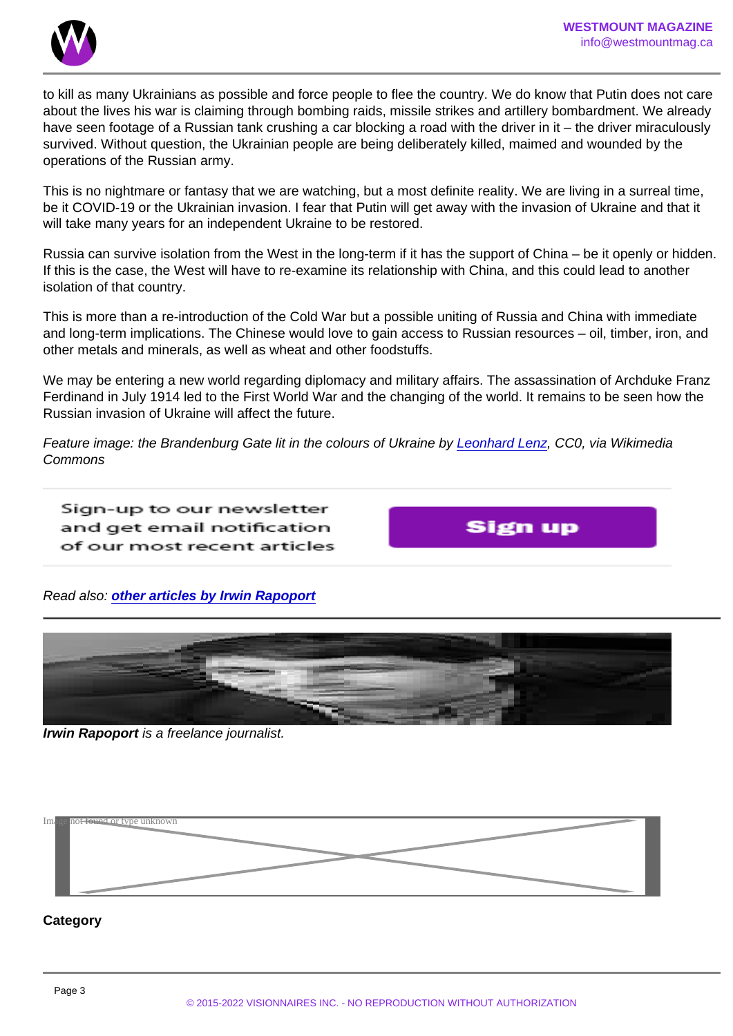to kill as many Ukrainians as possible and force people to flee the country. We do know that Putin does not care about the lives his war is claiming through bombing raids, missile strikes and artillery bombardment. We already have seen footage of a Russian tank crushing a car blocking a road with the driver in it – the driver miraculously survived. Without question, the Ukrainian people are being deliberately killed, maimed and wounded by the operations of the Russian army.

This is no nightmare or fantasy that we are watching, but a most definite reality. We are living in a surreal time, be it COVID-19 or the Ukrainian invasion. I fear that Putin will get away with the invasion of Ukraine and that it will take many years for an independent Ukraine to be restored.

Russia can survive isolation from the West in the long-term if it has the support of China – be it openly or hidden. If this is the case, the West will have to re-examine its relationship with China, and this could lead to another isolation of that country.

This is more than a re-introduction of the Cold War but a possible uniting of Russia and China with immediate and long-term implications. The Chinese would love to gain access to Russian resources – oil, timber, iron, and other metals and minerals, as well as wheat and other foodstuffs.

We may be entering a new world regarding diplomacy and military affairs. The assassination of Archduke Franz Ferdinand in July 1914 led to the First World War and the changing of the world. It remains to be seen how the Russian invasion of Ukraine will affect the future.

*Feature image: the Brandenburg Gate lit in the colours of Ukraine by Leonhard Lenz, CC0, via Wikimedia Commons*

Sign-up to our newsletter and get email notification of our most recent articles

Sign up

*Read also:* ***other articles by Irwin Rapoport***

***Irwin Rapoport*** *is a freelance journalist.*

**Category**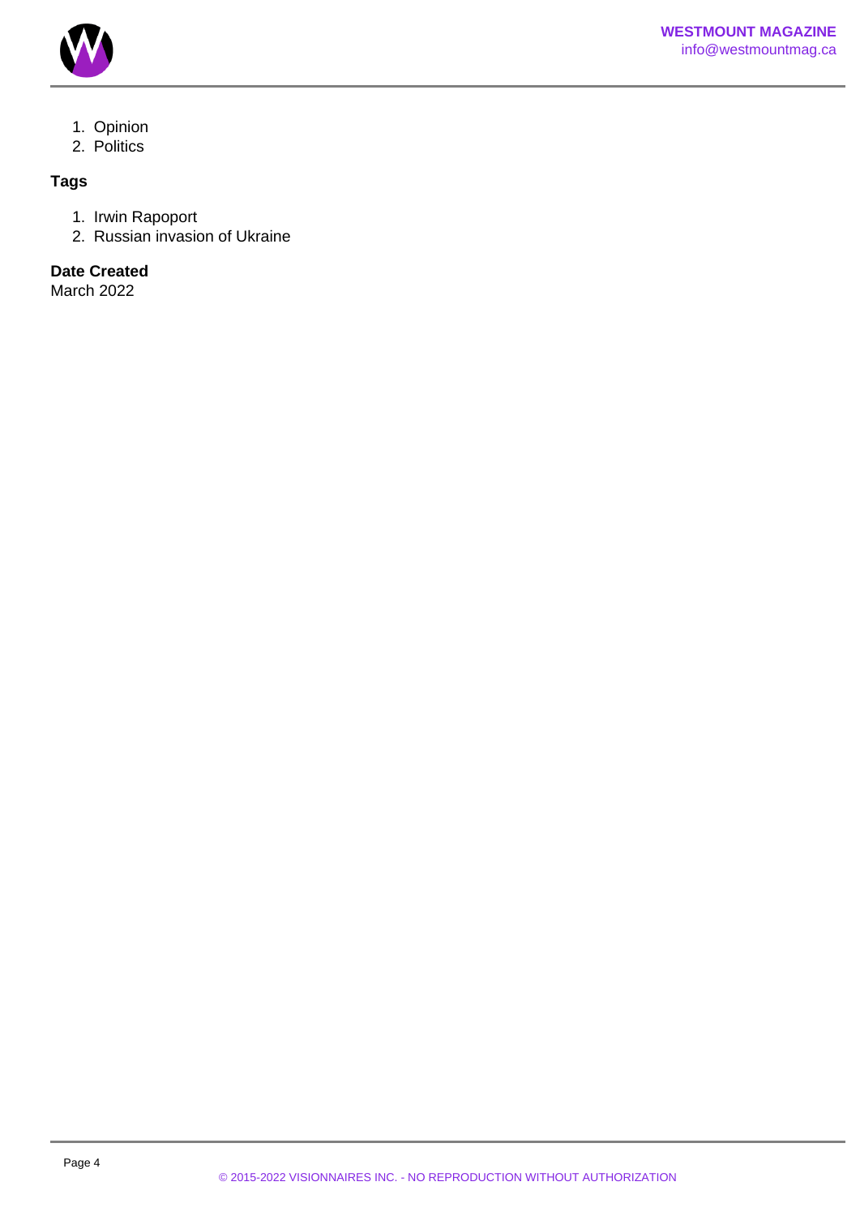1. Opinion
2. Politics

**Tags**

1. Irwin Rapoport
2. Russian invasion of Ukraine

**Date Created**
March 2022